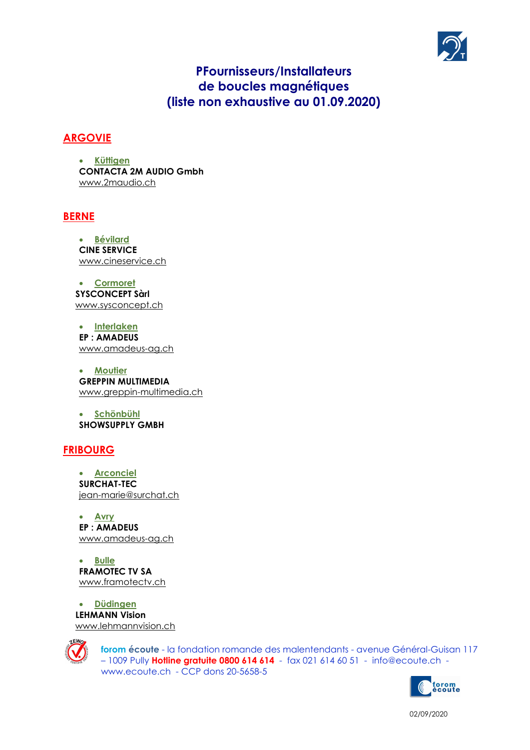# PFournisseurs/Installateurs de boucles magnétiques (liste non exhaustive au 01.09.2020)

## ARGOVIE

- **Küttigen**

**CONTACTA 2M AUDIO Gmbh**
www.2maudio.ch

## BERNE

- **Bévilard**

**CINE SERVICE**
www.cineservice.ch

- **Cormoret**

**SYSCONCEPT Sàrl**
www.sysconcept.ch

- **Interlaken**

**EP : AMADEUS**
www.amadeus-ag.ch

- **Moutier**

**GREPPIN MULTIMEDIA**
www.greppin-multimedia.ch

- **Schönbühl**

**SHOWSUPPLY GMBH**

## FRIBOURG

- **Arconciel**

**SURCHAT-TEC**
jean-marie@surchat.ch

- **Avry**

**EP : AMADEUS**
www.amadeus-ag.ch

- **Bulle**

**FRAMOTEC TV SA**
www.framotectv.ch

- **Düdingen**

**LEHMANN Vision**
www.lehmannvision.ch

**forom écoute** - la fondation romande des malentendants - avenue Général-Guisan 117 – 1009 Pully **Hotline gratuite 0800 614 614** - fax 021 614 60 51 - info@ecoute.ch - www.ecoute.ch - CCP dons 20-5658-5

02/09/2020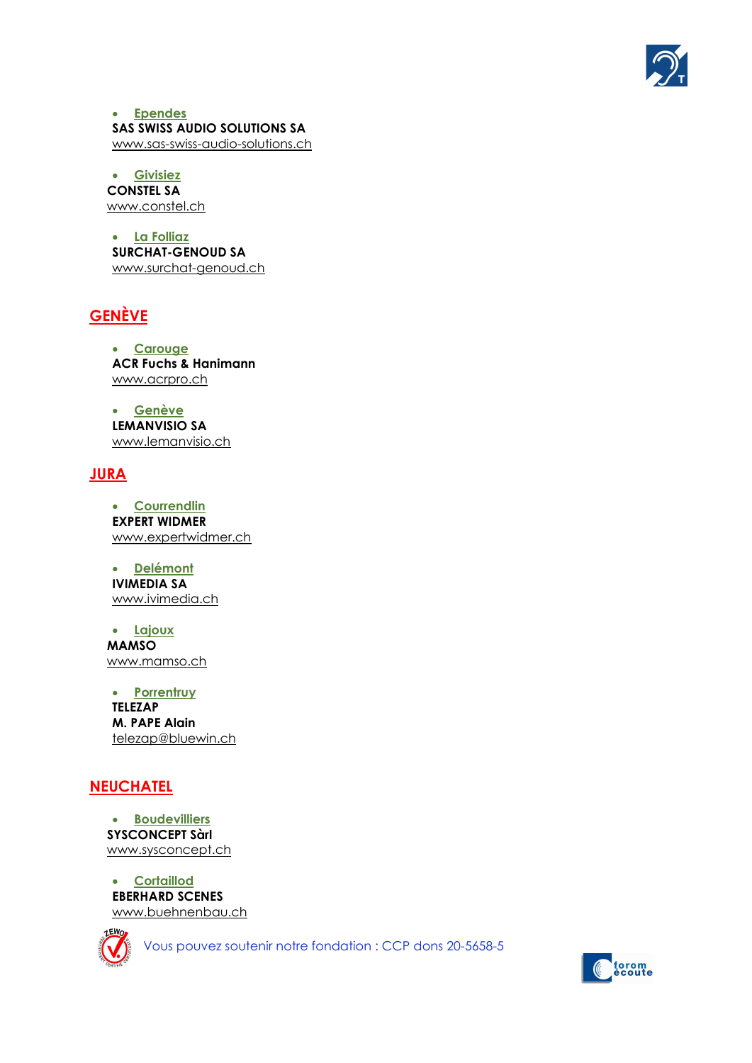- Ependes

**SAS SWISS AUDIO SOLUTIONS SA**
www.sas-swiss-audio-solutions.ch

- Givisiez

**CONSTEL SA**
www.constel.ch

- La Folliaz

**SURCHAT-GENOUD SA**
www.surchat-genoud.ch

## GENÈVE

- Carouge

**ACR Fuchs & Hanimann**
www.acrpro.ch

- Genève

**LEMANVISIO SA**
www.lemanvisio.ch

## JURA

- Courrendlin

**EXPERT WIDMER**
www.expertwidmer.ch

- Delémont

**IVIMEDIA SA**
www.ivimedia.ch

- Lajoux

**MAMSO**
www.mamso.ch

- Porrentruy

**TELEZAP**
**M. PAPE Alain**
telezap@bluewin.ch

## NEUCHATEL

- Boudevilliers

**SYSCONCEPT Sàrl**
www.sysconcept.ch

- Cortaillod

**EBERHARD SCENES**
www.buehnenbau.ch

Vous pouvez soutenir notre fondation : CCP dons 20-5658-5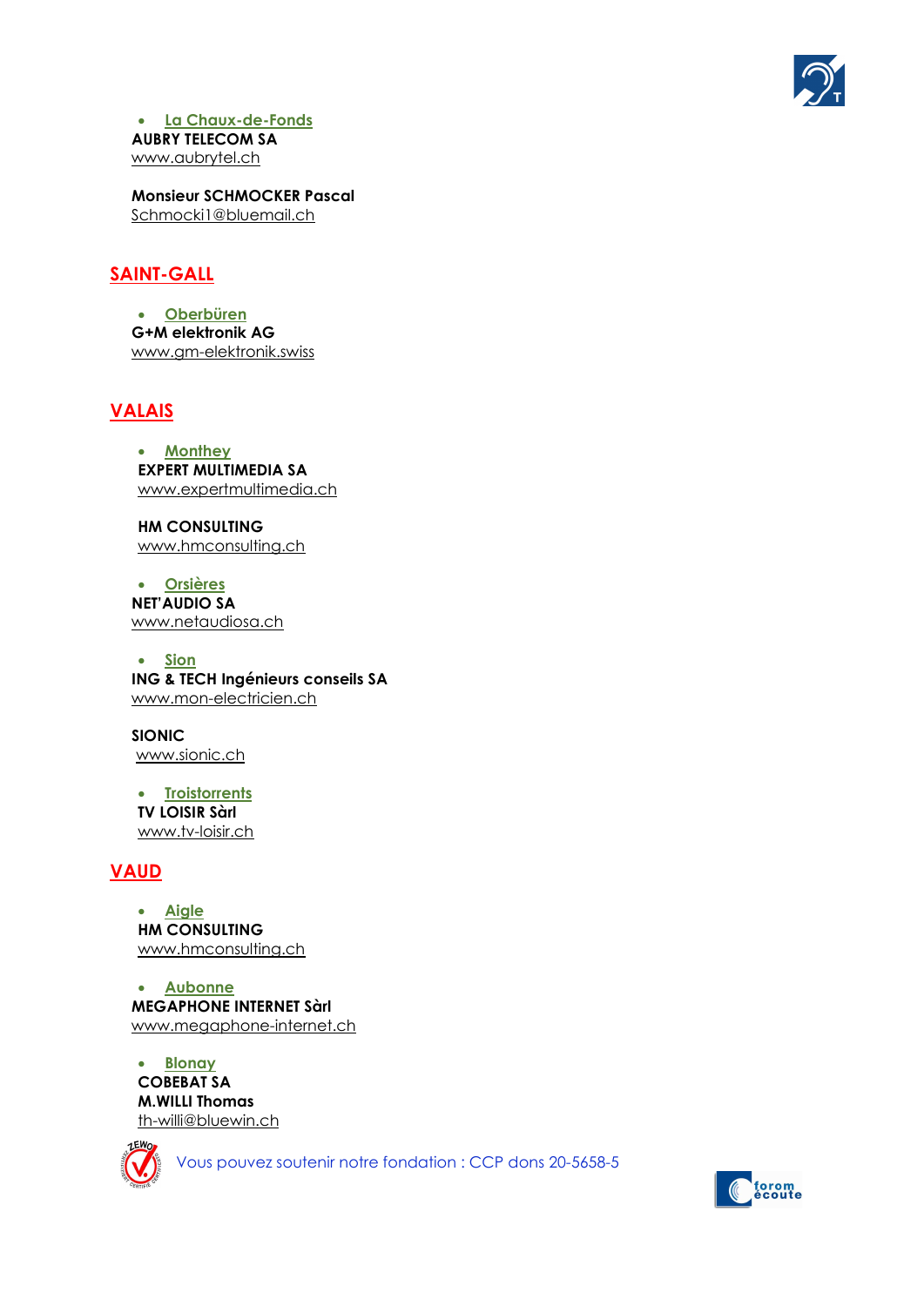- La Chaux-de-Fonds

**AUBRY TELECOM SA**
www.aubrytel.ch

**Monsieur SCHMOCKER Pascal**
Schmocki1@bluemail.ch

## SAINT-GALL

- Oberbüren

**G+M elektronik AG**
www.gm-elektronik.swiss

## VALAIS

- Monthey

**EXPERT MULTIMEDIA SA**
www.expertmultimedia.ch

**HM CONSULTING**
www.hmconsulting.ch

- Orsières

**NET'AUDIO SA**
www.netaudiosa.ch

- Sion

**ING & TECH Ingénieurs conseils SA**
www.mon-electricien.ch

**SIONIC**
www.sionic.ch

- Troistorrents

**TV LOISIR Sàrl**
www.tv-loisir.ch

## VAUD

- Aigle

**HM CONSULTING**
www.hmconsulting.ch

- Aubonne

**MEGAPHONE INTERNET Sàrl**
www.megaphone-internet.ch

- Blonay

**COBEBAT SA**
**M.WILLI Thomas**
th-willi@bluewin.ch

Vous pouvez soutenir notre fondation : CCP dons 20-5658-5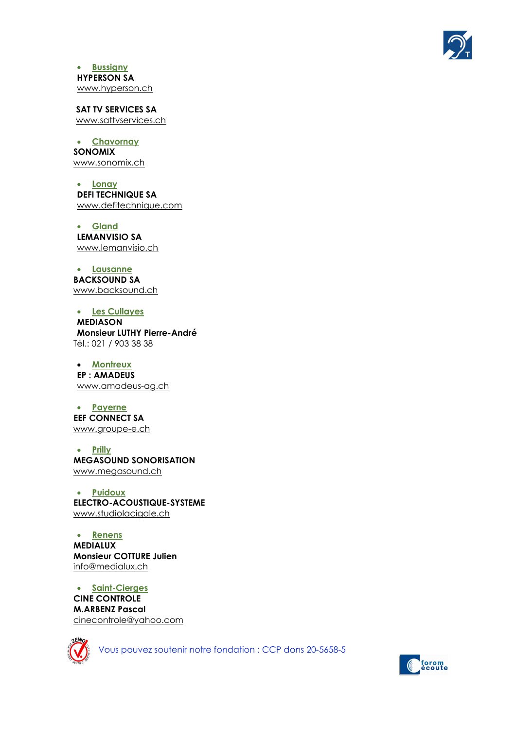- **Bussigny**

**HYPERSON SA**
www.hyperson.ch

**SAT TV SERVICES SA**
www.sattvservices.ch

- **Chavornay**

**SONOMIX**
www.sonomix.ch

- **Lonay**

**DEFI TECHNIQUE SA**
www.defitechnique.com

- **Gland**

**LEMANVISIO SA**
www.lemanvisio.ch

- **Lausanne**

**BACKSOUND SA**
www.backsound.ch

- **Les Cullayes**

**MEDIASON**
**Monsieur LUTHY Pierre-André**
Tél.: 021 / 903 38 38

- **Montreux**

**EP : AMADEUS**
www.amadeus-ag.ch

- **Payerne**

**EEF CONNECT SA**
www.groupe-e.ch

- **Prilly**

**MEGASOUND SONORISATION**
www.megasound.ch

- **Puidoux**

**ELECTRO-ACOUSTIQUE-SYSTEME**
www.studiolacigale.ch

- **Renens**

**MEDIALUX**
**Monsieur COTTURE Julien**
info@medialux.ch

- **Saint-Cierges**

**CINE CONTROLE**
**M.ARBENZ Pascal**
cinecontrole@yahoo.com

Vous pouvez soutenir notre fondation : CCP dons 20-5658-5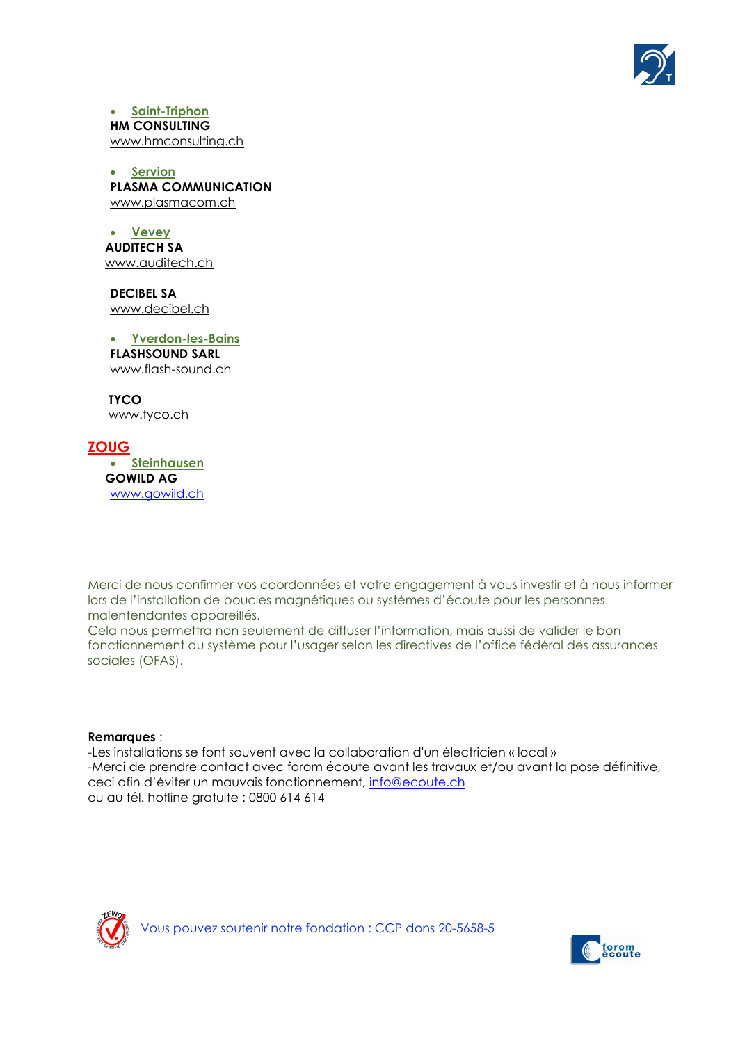- Saint-Triphon

**HM CONSULTING**
www.hmconsulting.ch

- Servion

**PLASMA COMMUNICATION**
www.plasmacom.ch

- Vevey

**AUDITECH SA**
www.auditech.ch

**DECIBEL SA**
www.decibel.ch

- Yverdon-les-Bains

**FLASHSOUND SARL**
www.flash-sound.ch

**TYCO**
www.tyco.ch

## ZOUG

- Steinhausen

**GOWILD AG**
www.gowild.ch

Merci de nous confirmer vos coordonnées et votre engagement à vous investir et à nous informer lors de l'installation de boucles magnétiques ou systèmes d'écoute pour les personnes malentendantes appareillés.
Cela nous permettra non seulement de diffuser l'information, mais aussi de valider le bon fonctionnement du système pour l'usager selon les directives de l'office fédéral des assurances sociales (OFAS).

**Remarques** :
-Les installations se font souvent avec la collaboration d'un électricien « local »
-Merci de prendre contact avec forom écoute avant les travaux et/ou avant la pose définitive, ceci afin d'éviter un mauvais fonctionnement, info@ecoute.ch
ou au tél. hotline gratuite : 0800 614 614

Vous pouvez soutenir notre fondation : CCP dons 20-5658-5